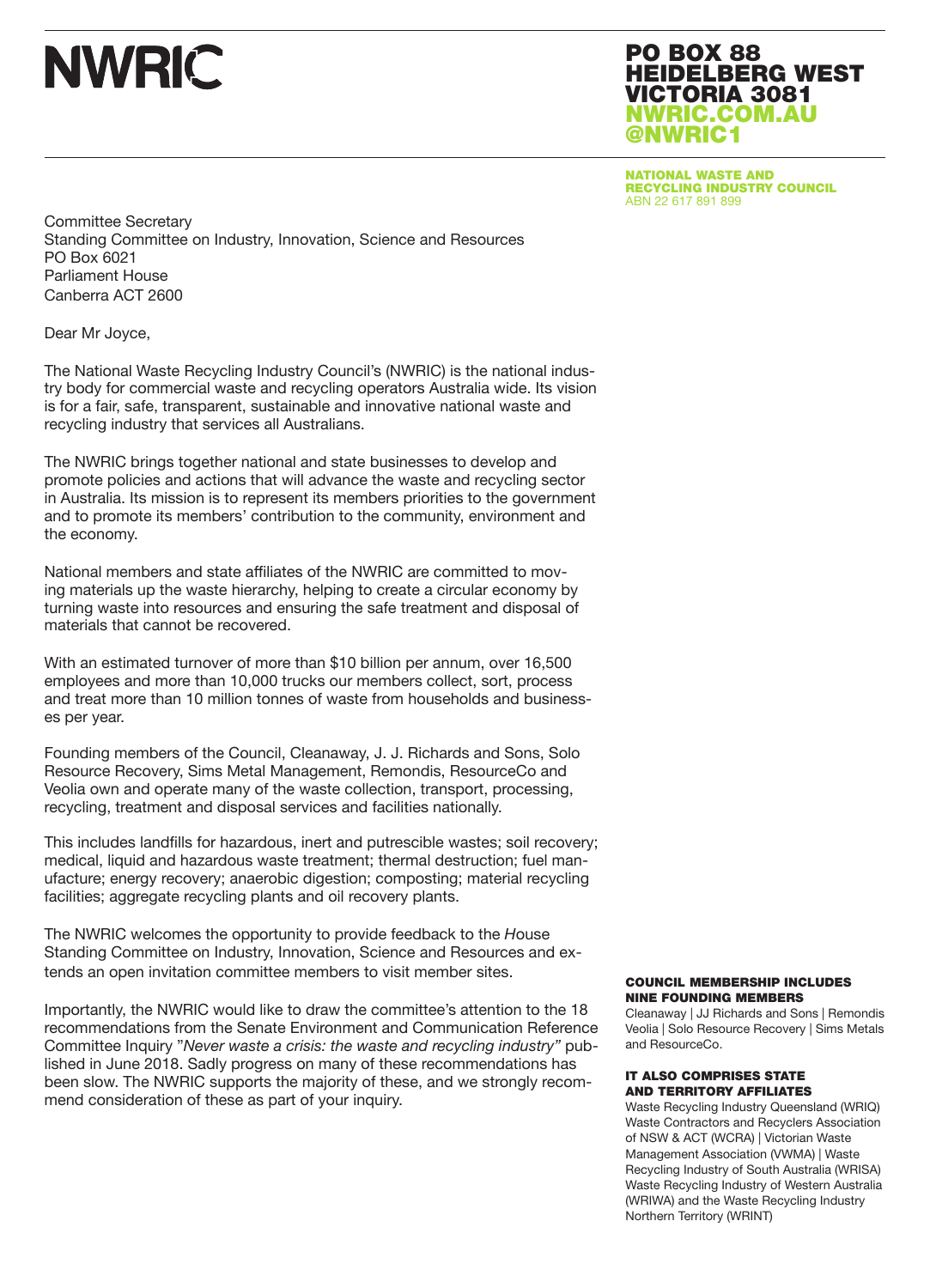# NWRIC

**PO BOX 88**
**HEIDELBERG WEST**
**VICTORIA 3081**
**NWRIC.COM.AU**
**@NWRIC1**

**NATIONAL WASTE AND RECYCLING INDUSTRY COUNCIL**
ABN 22 617 891 899

Committee Secretary
Standing Committee on Industry, Innovation, Science and Resources
PO Box 6021
Parliament House
Canberra ACT 2600

Dear Mr Joyce,

The National Waste Recycling Industry Council's (NWRIC) is the national industry body for commercial waste and recycling operators Australia wide. Its vision is for a fair, safe, transparent, sustainable and innovative national waste and recycling industry that services all Australians.

The NWRIC brings together national and state businesses to develop and promote policies and actions that will advance the waste and recycling sector in Australia. Its mission is to represent its members priorities to the government and to promote its members' contribution to the community, environment and the economy.

National members and state affiliates of the NWRIC are committed to moving materials up the waste hierarchy, helping to create a circular economy by turning waste into resources and ensuring the safe treatment and disposal of materials that cannot be recovered.

With an estimated turnover of more than $10 billion per annum, over 16,500 employees and more than 10,000 trucks our members collect, sort, process and treat more than 10 million tonnes of waste from households and businesses per year.

Founding members of the Council, Cleanaway, J. J. Richards and Sons, Solo Resource Recovery, Sims Metal Management, Remondis, ResourceCo and Veolia own and operate many of the waste collection, transport, processing, recycling, treatment and disposal services and facilities nationally.

This includes landfills for hazardous, inert and putrescible wastes; soil recovery; medical, liquid and hazardous waste treatment; thermal destruction; fuel manufacture; energy recovery; anaerobic digestion; composting; material recycling facilities; aggregate recycling plants and oil recovery plants.

The NWRIC welcomes the opportunity to provide feedback to the House Standing Committee on Industry, Innovation, Science and Resources and extends an open invitation committee members to visit member sites.

Importantly, the NWRIC would like to draw the committee's attention to the 18 recommendations from the Senate Environment and Communication Reference Committee Inquiry "*Never waste a crisis: the waste and recycling industry*" published in June 2018. Sadly progress on many of these recommendations has been slow. The NWRIC supports the majority of these, and we strongly recommend consideration of these as part of your inquiry.

**COUNCIL MEMBERSHIP INCLUDES NINE FOUNDING MEMBERS**

Cleanaway | JJ Richards and Sons | Remondis
Veolia | Solo Resource Recovery | Sims Metals and ResourceCo.

**IT ALSO COMPRISES STATE AND TERRITORY AFFILIATES**

Waste Recycling Industry Queensland (WRIQ)
Waste Contractors and Recyclers Association of NSW & ACT (WCRA) | Victorian Waste Management Association (VWMA) | Waste Recycling Industry of South Australia (WRISA)
Waste Recycling Industry of Western Australia (WRIWA) and the Waste Recycling Industry Northern Territory (WRINT)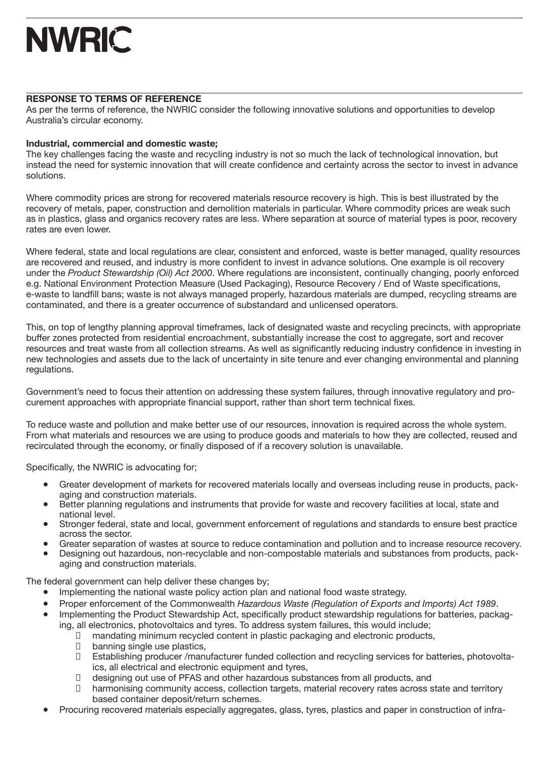## RESPONSE TO TERMS OF REFERENCE

As per the terms of reference, the NWRIC consider the following innovative solutions and opportunities to develop Australia's circular economy.

**Industrial, commercial and domestic waste;**

The key challenges facing the waste and recycling industry is not so much the lack of technological innovation, but instead the need for systemic innovation that will create confidence and certainty across the sector to invest in advance solutions.

Where commodity prices are strong for recovered materials resource recovery is high. This is best illustrated by the recovery of metals, paper, construction and demolition materials in particular. Where commodity prices are weak such as in plastics, glass and organics recovery rates are less. Where separation at source of material types is poor, recovery rates are even lower.

Where federal, state and local regulations are clear, consistent and enforced, waste is better managed, quality resources are recovered and reused, and industry is more confident to invest in advance solutions. One example is oil recovery under the *Product Stewardship (Oil) Act 2000*. Where regulations are inconsistent, continually changing, poorly enforced e.g. National Environment Protection Measure (Used Packaging), Resource Recovery / End of Waste specifications, e-waste to landfill bans; waste is not always managed properly, hazardous materials are dumped, recycling streams are contaminated, and there is a greater occurrence of substandard and unlicensed operators.

This, on top of lengthy planning approval timeframes, lack of designated waste and recycling precincts, with appropriate buffer zones protected from residential encroachment, substantially increase the cost to aggregate, sort and recover resources and treat waste from all collection streams. As well as significantly reducing industry confidence in investing in new technologies and assets due to the lack of uncertainty in site tenure and ever changing environmental and planning regulations.

Government's need to focus their attention on addressing these system failures, through innovative regulatory and procurement approaches with appropriate financial support, rather than short term technical fixes.

To reduce waste and pollution and make better use of our resources, innovation is required across the whole system. From what materials and resources we are using to produce goods and materials to how they are collected, reused and recirculated through the economy, or finally disposed of if a recovery solution is unavailable.

Specifically, the NWRIC is advocating for;

- Greater development of markets for recovered materials locally and overseas including reuse in products, packaging and construction materials.
- Better planning regulations and instruments that provide for waste and recovery facilities at local, state and national level.
- Stronger federal, state and local, government enforcement of regulations and standards to ensure best practice across the sector.
- Greater separation of wastes at source to reduce contamination and pollution and to increase resource recovery.
- Designing out hazardous, non-recyclable and non-compostable materials and substances from products, packaging and construction materials.

The federal government can help deliver these changes by;

- Implementing the national waste policy action plan and national food waste strategy.
- Proper enforcement of the Commonwealth *Hazardous Waste (Regulation of Exports and Imports) Act 1989*.
- Implementing the Product Stewardship Act, specifically product stewardship regulations for batteries, packaging, all electronics, photovoltaics and tyres. To address system failures, this would include;
  - mandating minimum recycled content in plastic packaging and electronic products,
  - banning single use plastics,
  - Establishing producer /manufacturer funded collection and recycling services for batteries, photovoltaics, all electrical and electronic equipment and tyres,
  - designing out use of PFAS and other hazardous substances from all products, and
  - harmonising community access, collection targets, material recovery rates across state and territory based container deposit/return schemes.
- Procuring recovered materials especially aggregates, glass, tyres, plastics and paper in construction of infra-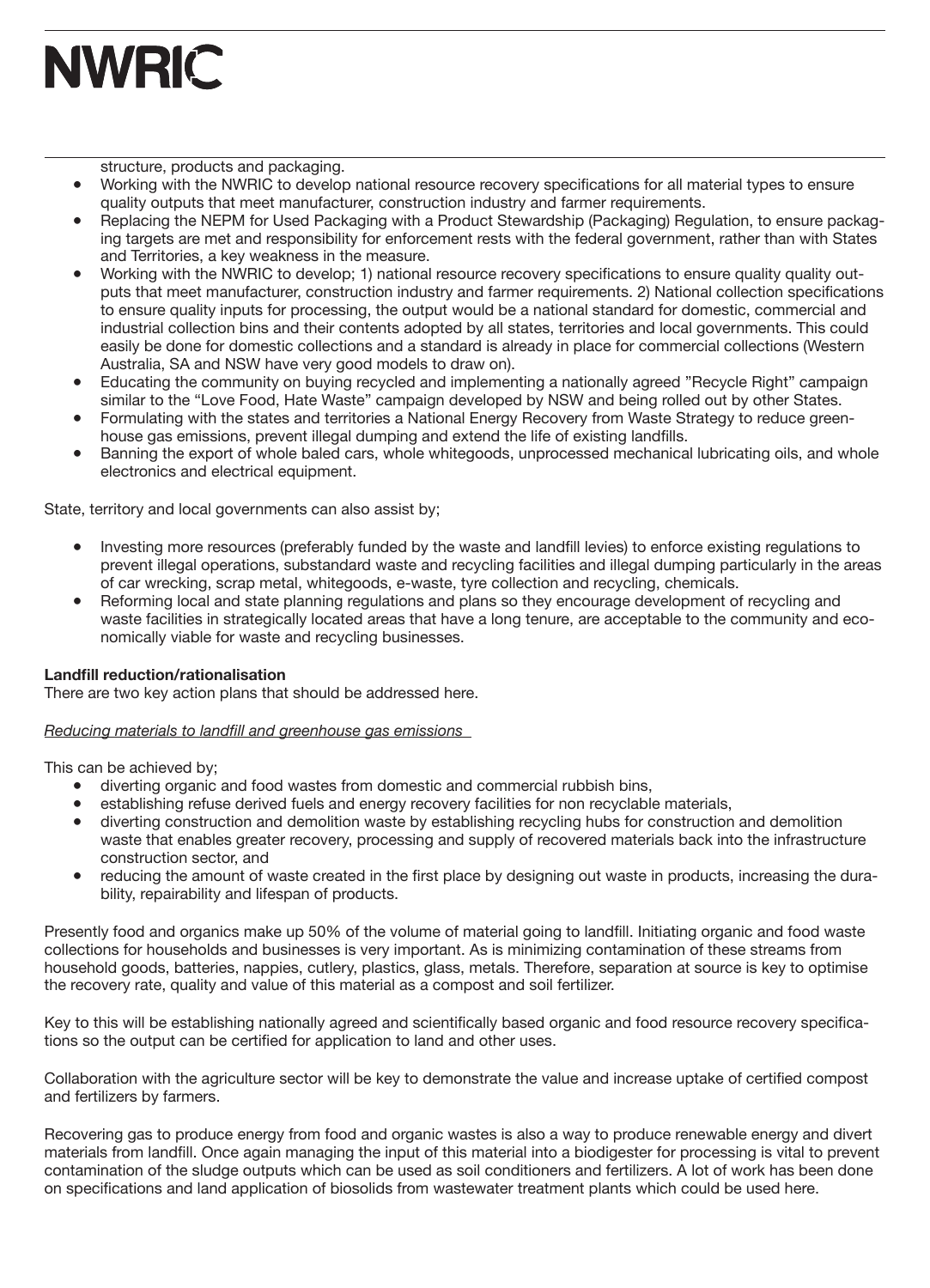structure, products and packaging.

- Working with the NWRIC to develop national resource recovery specifications for all material types to ensure quality outputs that meet manufacturer, construction industry and farmer requirements.
- Replacing the NEPM for Used Packaging with a Product Stewardship (Packaging) Regulation, to ensure packaging targets are met and responsibility for enforcement rests with the federal government, rather than with States and Territories, a key weakness in the measure.
- Working with the NWRIC to develop; 1) national resource recovery specifications to ensure quality quality outputs that meet manufacturer, construction industry and farmer requirements. 2) National collection specifications to ensure quality inputs for processing, the output would be a national standard for domestic, commercial and industrial collection bins and their contents adopted by all states, territories and local governments. This could easily be done for domestic collections and a standard is already in place for commercial collections (Western Australia, SA and NSW have very good models to draw on).
- Educating the community on buying recycled and implementing a nationally agreed "Recycle Right" campaign similar to the "Love Food, Hate Waste" campaign developed by NSW and being rolled out by other States.
- Formulating with the states and territories a National Energy Recovery from Waste Strategy to reduce greenhouse gas emissions, prevent illegal dumping and extend the life of existing landfills.
- Banning the export of whole baled cars, whole whitegoods, unprocessed mechanical lubricating oils, and whole electronics and electrical equipment.

State, territory and local governments can also assist by;

- Investing more resources (preferably funded by the waste and landfill levies) to enforce existing regulations to prevent illegal operations, substandard waste and recycling facilities and illegal dumping particularly in the areas of car wrecking, scrap metal, whitegoods, e-waste, tyre collection and recycling, chemicals.
- Reforming local and state planning regulations and plans so they encourage development of recycling and waste facilities in strategically located areas that have a long tenure, are acceptable to the community and economically viable for waste and recycling businesses.

**Landfill reduction/rationalisation**

There are two key action plans that should be addressed here.

*Reducing materials to landfill and greenhouse gas emissions*

This can be achieved by;

- diverting organic and food wastes from domestic and commercial rubbish bins,
- establishing refuse derived fuels and energy recovery facilities for non recyclable materials,
- diverting construction and demolition waste by establishing recycling hubs for construction and demolition waste that enables greater recovery, processing and supply of recovered materials back into the infrastructure construction sector, and
- reducing the amount of waste created in the first place by designing out waste in products, increasing the durability, repairability and lifespan of products.

Presently food and organics make up 50% of the volume of material going to landfill. Initiating organic and food waste collections for households and businesses is very important. As is minimizing contamination of these streams from household goods, batteries, nappies, cutlery, plastics, glass, metals. Therefore, separation at source is key to optimise the recovery rate, quality and value of this material as a compost and soil fertilizer.

Key to this will be establishing nationally agreed and scientifically based organic and food resource recovery specifications so the output can be certified for application to land and other uses.

Collaboration with the agriculture sector will be key to demonstrate the value and increase uptake of certified compost and fertilizers by farmers.

Recovering gas to produce energy from food and organic wastes is also a way to produce renewable energy and divert materials from landfill. Once again managing the input of this material into a biodigester for processing is vital to prevent contamination of the sludge outputs which can be used as soil conditioners and fertilizers. A lot of work has been done on specifications and land application of biosolids from wastewater treatment plants which could be used here.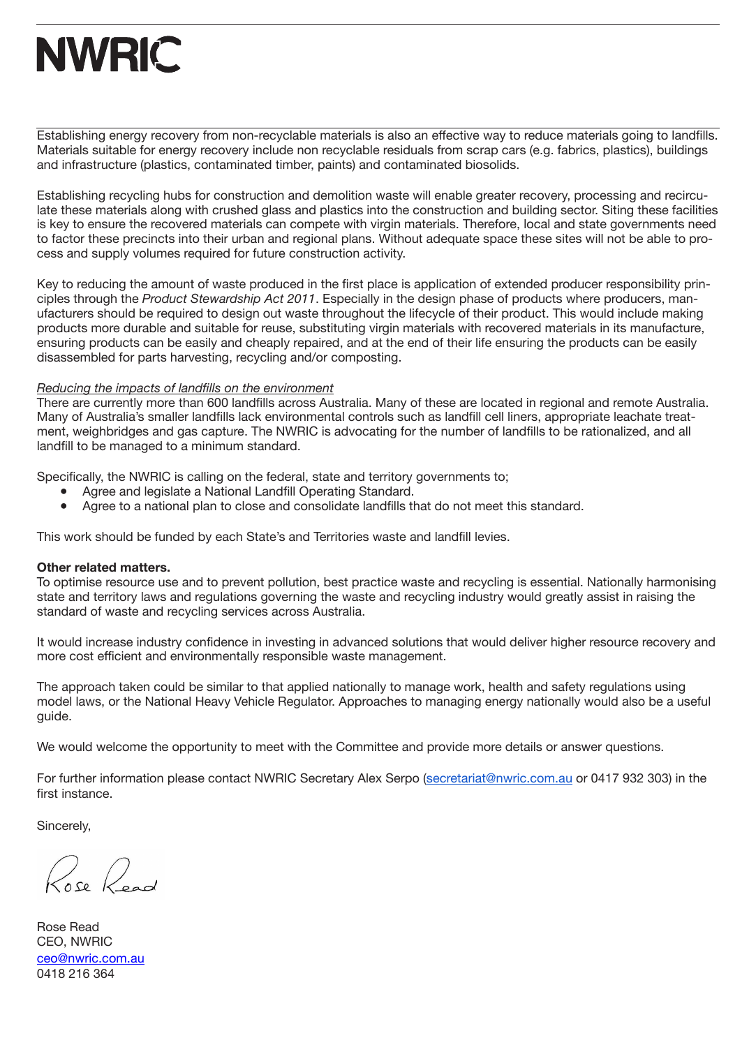Establishing energy recovery from non-recyclable materials is also an effective way to reduce materials going to landfills. Materials suitable for energy recovery include non recyclable residuals from scrap cars (e.g. fabrics, plastics), buildings and infrastructure (plastics, contaminated timber, paints) and contaminated biosolids.

Establishing recycling hubs for construction and demolition waste will enable greater recovery, processing and recirculate these materials along with crushed glass and plastics into the construction and building sector. Siting these facilities is key to ensure the recovered materials can compete with virgin materials. Therefore, local and state governments need to factor these precincts into their urban and regional plans. Without adequate space these sites will not be able to process and supply volumes required for future construction activity.

Key to reducing the amount of waste produced in the first place is application of extended producer responsibility principles through the *Product Stewardship Act 2011*. Especially in the design phase of products where producers, manufacturers should be required to design out waste throughout the lifecycle of their product. This would include making products more durable and suitable for reuse, substituting virgin materials with recovered materials in its manufacture, ensuring products can be easily and cheaply repaired, and at the end of their life ensuring the products can be easily disassembled for parts harvesting, recycling and/or composting.

*Reducing the impacts of landfills on the environment*

There are currently more than 600 landfills across Australia. Many of these are located in regional and remote Australia. Many of Australia's smaller landfills lack environmental controls such as landfill cell liners, appropriate leachate treatment, weighbridges and gas capture. The NWRIC is advocating for the number of landfills to be rationalized, and all landfill to be managed to a minimum standard.

Specifically, the NWRIC is calling on the federal, state and territory governments to;

- Agree and legislate a National Landfill Operating Standard.
- Agree to a national plan to close and consolidate landfills that do not meet this standard.

This work should be funded by each State's and Territories waste and landfill levies.

**Other related matters.**

To optimise resource use and to prevent pollution, best practice waste and recycling is essential. Nationally harmonising state and territory laws and regulations governing the waste and recycling industry would greatly assist in raising the standard of waste and recycling services across Australia.

It would increase industry confidence in investing in advanced solutions that would deliver higher resource recovery and more cost efficient and environmentally responsible waste management.

The approach taken could be similar to that applied nationally to manage work, health and safety regulations using model laws, or the National Heavy Vehicle Regulator. Approaches to managing energy nationally would also be a useful guide.

We would welcome the opportunity to meet with the Committee and provide more details or answer questions.

For further information please contact NWRIC Secretary Alex Serpo (secretariat@nwric.com.au or 0417 932 303) in the first instance.

Sincerely,

Rose Read

Rose Read
CEO, NWRIC
ceo@nwric.com.au
0418 216 364